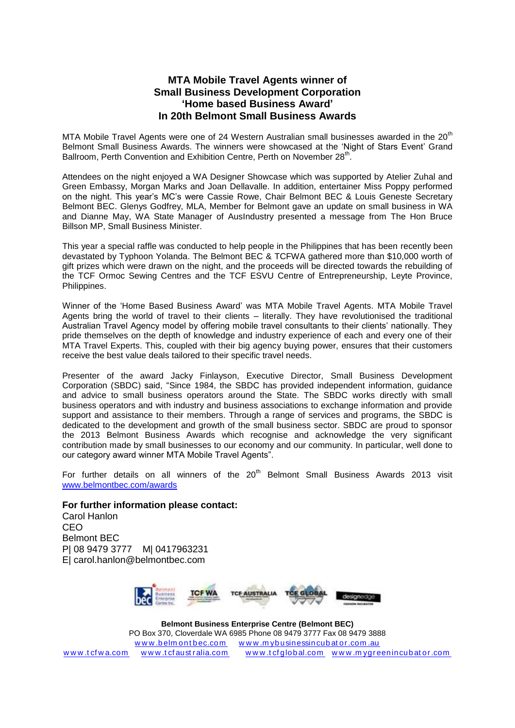# MTA Mobile Travel Agents winner of Small Business Development Corporation 'Home based Business Award' In 20th Belmont Small Business Awards

MTA Mobile Travel Agents were one of 24 Western Australian small businesses awarded in the 20th Belmont Small Business Awards. The winners were showcased at the 'Night of Stars Event' Grand Ballroom, Perth Convention and Exhibition Centre, Perth on November 28th.

Attendees on the night enjoyed a WA Designer Showcase which was supported by Atelier Zuhal and Green Embassy, Morgan Marks and Joan Dellavalle. In addition, entertainer Miss Poppy performed on the night. This year's MC's were Cassie Rowe, Chair Belmont BEC & Louis Geneste Secretary Belmont BEC. Glenys Godfrey, MLA, Member for Belmont gave an update on small business in WA and Dianne May, WA State Manager of AusIndustry presented a message from The Hon Bruce Billson MP, Small Business Minister.

This year a special raffle was conducted to help people in the Philippines that has been recently been devastated by Typhoon Yolanda. The Belmont BEC & TCFWA gathered more than $10,000 worth of gift prizes which were drawn on the night, and the proceeds will be directed towards the rebuilding of the TCF Ormoc Sewing Centres and the TCF ESVU Centre of Entrepreneurship, Leyte Province, Philippines.

Winner of the 'Home Based Business Award' was MTA Mobile Travel Agents. MTA Mobile Travel Agents bring the world of travel to their clients – literally. They have revolutionised the traditional Australian Travel Agency model by offering mobile travel consultants to their clients' nationally. They pride themselves on the depth of knowledge and industry experience of each and every one of their MTA Travel Experts. This, coupled with their big agency buying power, ensures that their customers receive the best value deals tailored to their specific travel needs.

Presenter of the award Jacky Finlayson, Executive Director, Small Business Development Corporation (SBDC) said, "Since 1984, the SBDC has provided independent information, guidance and advice to small business operators around the State. The SBDC works directly with small business operators and with industry and business associations to exchange information and provide support and assistance to their members. Through a range of services and programs, the SBDC is dedicated to the development and growth of the small business sector. SBDC are proud to sponsor the 2013 Belmont Business Awards which recognise and acknowledge the very significant contribution made by small businesses to our economy and our community. In particular, well done to our category award winner MTA Mobile Travel Agents".

For further details on all winners of the 20th Belmont Small Business Awards 2013 visit www.belmontbec.com/awards

**For further information please contact:**

Carol Hanlon
CEO
Belmont BEC
P| 08 9479 3777 M| 0417963231
E| carol.hanlon@belmontbec.com

**Belmont Business Enterprise Centre (Belmont BEC)**
PO Box 370, Cloverdale WA 6985 Phone 08 9479 3777 Fax 08 9479 3888
www.belmontbec.com www.mybusinessincubator.com.au
www.tcfwa.com www.tcfaustralia.com www.tcfglobal.com www.mygreenincubator.com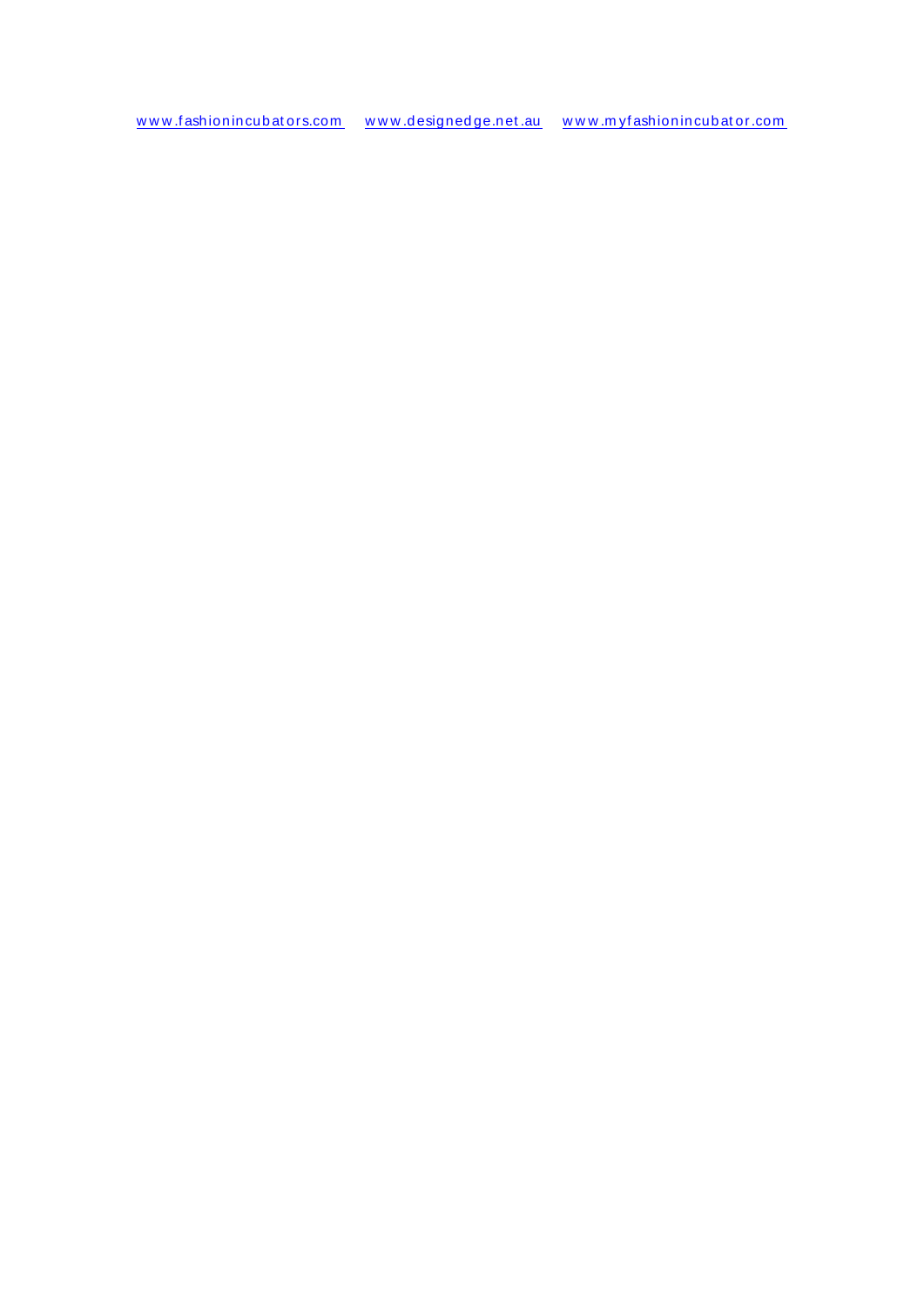www.fashionincubators.com www.designedge.net.au www.myfashionincubator.com